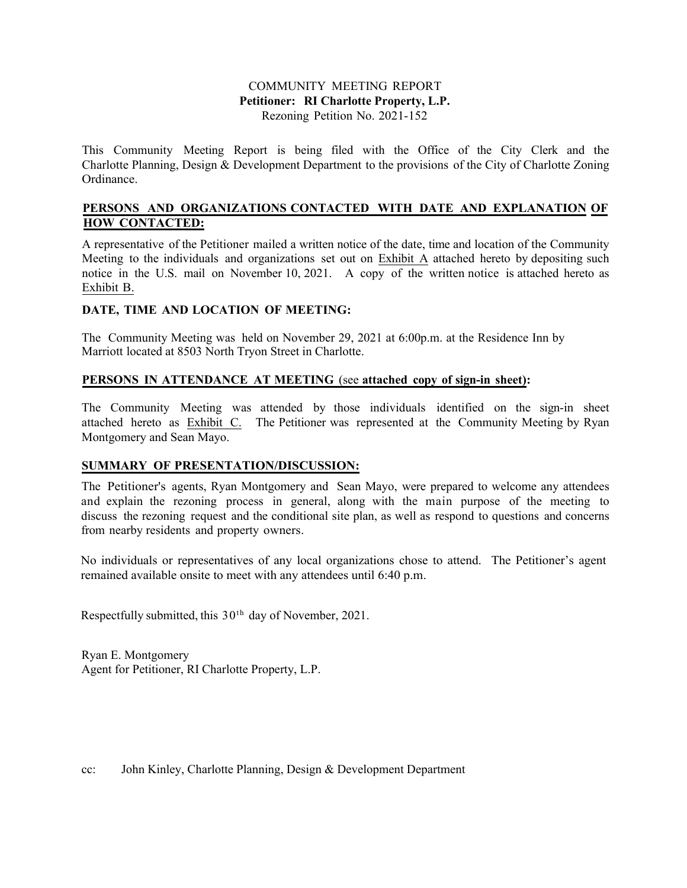COMMUNITY MEETING REPORT
**Petitioner: RI Charlotte Property, L.P.**
Rezoning Petition No. 2021-152

This Community Meeting Report is being filed with the Office of the City Clerk and the Charlotte Planning, Design & Development Department to the provisions of the City of Charlotte Zoning Ordinance.

**PERSONS AND ORGANIZATIONS CONTACTED WITH DATE AND EXPLANATION OF HOW CONTACTED:**

A representative of the Petitioner mailed a written notice of the date, time and location of the Community Meeting to the individuals and organizations set out on Exhibit A attached hereto by depositing such notice in the U.S. mail on November 10, 2021. A copy of the written notice is attached hereto as Exhibit B.

**DATE, TIME AND LOCATION OF MEETING:**

The Community Meeting was held on November 29, 2021 at 6:00p.m. at the Residence Inn by Marriott located at 8503 North Tryon Street in Charlotte.

**PERSONS IN ATTENDANCE AT MEETING** (see **attached copy of sign-in sheet**)**:**

The Community Meeting was attended by those individuals identified on the sign-in sheet attached hereto as Exhibit C. The Petitioner was represented at the Community Meeting by Ryan Montgomery and Sean Mayo.

**SUMMARY OF PRESENTATION/DISCUSSION:**

The Petitioner's agents, Ryan Montgomery and Sean Mayo, were prepared to welcome any attendees and explain the rezoning process in general, along with the main purpose of the meeting to discuss the rezoning request and the conditional site plan, as well as respond to questions and concerns from nearby residents and property owners.

No individuals or representatives of any local organizations chose to attend. The Petitioner's agent remained available onsite to meet with any attendees until 6:40 p.m.

Respectfully submitted, this 30th day of November, 2021.

Ryan E. Montgomery
Agent for Petitioner, RI Charlotte Property, L.P.

cc: John Kinley, Charlotte Planning, Design & Development Department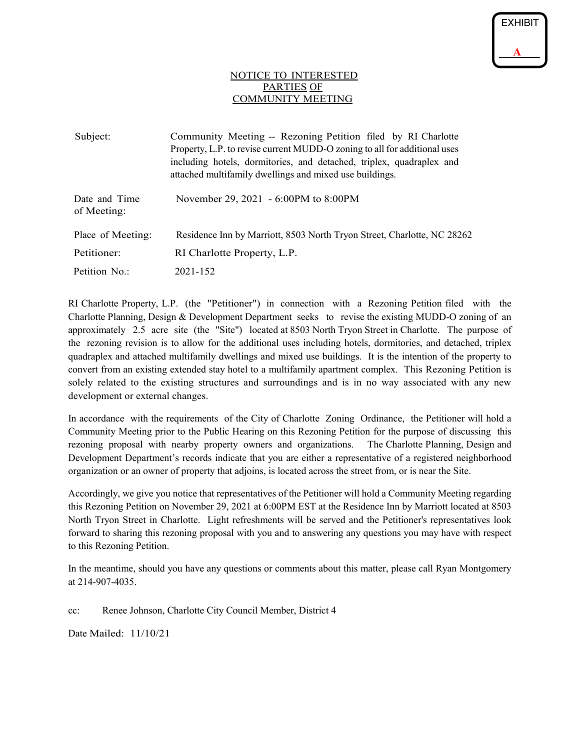EXHIBIT

A

# NOTICE TO INTERESTED PARTIES OF COMMUNITY MEETING

| | |
|---|---|
| Subject: | Community Meeting -- Rezoning Petition filed by RI Charlotte Property, L.P. to revise current MUDD-O zoning to all for additional uses including hotels, dormitories, and detached, triplex, quadraplex and attached multifamily dwellings and mixed use buildings. |
| Date and Time of Meeting: | November 29, 2021 - 6:00PM to 8:00PM |
| Place of Meeting: | Residence Inn by Marriott, 8503 North Tryon Street, Charlotte, NC 28262 |
| Petitioner: | RI Charlotte Property, L.P. |
| Petition No.: | 2021-152 |

RI Charlotte Property, L.P. (the "Petitioner") in connection with a Rezoning Petition filed with the Charlotte Planning, Design & Development Department seeks to revise the existing MUDD-O zoning of an approximately 2.5 acre site (the "Site") located at 8503 North Tryon Street in Charlotte. The purpose of the rezoning revision is to allow for the additional uses including hotels, dormitories, and detached, triplex quadraplex and attached multifamily dwellings and mixed use buildings. It is the intention of the property to convert from an existing extended stay hotel to a multifamily apartment complex. This Rezoning Petition is solely related to the existing structures and surroundings and is in no way associated with any new development or external changes.

In accordance with the requirements of the City of Charlotte Zoning Ordinance, the Petitioner will hold a Community Meeting prior to the Public Hearing on this Rezoning Petition for the purpose of discussing this rezoning proposal with nearby property owners and organizations. The Charlotte Planning, Design and Development Department's records indicate that you are either a representative of a registered neighborhood organization or an owner of property that adjoins, is located across the street from, or is near the Site.

Accordingly, we give you notice that representatives of the Petitioner will hold a Community Meeting regarding this Rezoning Petition on November 29, 2021 at 6:00PM EST at the Residence Inn by Marriott located at 8503 North Tryon Street in Charlotte. Light refreshments will be served and the Petitioner's representatives look forward to sharing this rezoning proposal with you and to answering any questions you may have with respect to this Rezoning Petition.

In the meantime, should you have any questions or comments about this matter, please call Ryan Montgomery at 214-907-4035.

cc: Renee Johnson, Charlotte City Council Member, District 4

Date Mailed: 11/10/21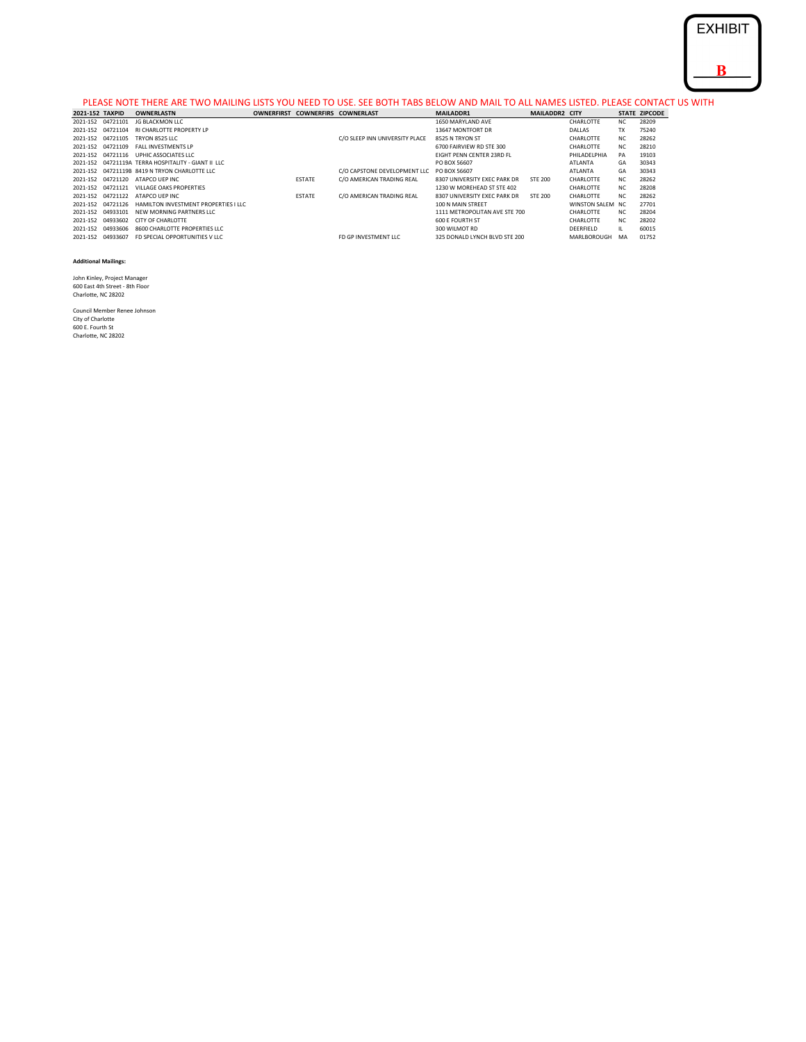EXHIBIT

**B**

PLEASE NOTE THERE ARE TWO MAILING LISTS YOU NEED TO USE. SEE BOTH TABS BELOW AND MAIL TO ALL NAMES LISTED. PLEASE CONTACT US WITH

| 2021-152 | TAXPID | OWNERLASTN | OWNERFIRST | COWNERFIRS | COWNERLAST | MAILADDR1 | MAILADDR2 | CITY | STATE | ZIPCODE |
|---|---|---|---|---|---|---|---|---|---|---|
| 2021-152 | 04721101 | JG BLACKMON LLC | | | | 1650 MARYLAND AVE | | CHARLOTTE | NC | 28209 |
| 2021-152 | 04721104 | RI CHARLOTTE PROPERTY LP | | | | 13647 MONTFORT DR | | DALLAS | TX | 75240 |
| 2021-152 | 04721105 | TRYON 8525 LLC | | | C/O SLEEP INN UNIVERSITY PLACE | 8525 N TRYON ST | | CHARLOTTE | NC | 28262 |
| 2021-152 | 04721109 | FALL INVESTMENTS LP | | | | 6700 FAIRVIEW RD STE 300 | | CHARLOTTE | NC | 28210 |
| 2021-152 | 04721116 | UPHIC ASSOCIATES LLC | | | | EIGHT PENN CENTER 23RD FL | | PHILADELPHIA | PA | 19103 |
| 2021-152 | 04721119A | TERRA HOSPITALITY - GIANT II LLC | | | | PO BOX 56607 | | ATLANTA | GA | 30343 |
| 2021-152 | 04721119B | 8419 N TRYON CHARLOTTE LLC | | | C/O CAPSTONE DEVELOPMENT LLC | PO BOX 56607 | | ATLANTA | GA | 30343 |
| 2021-152 | 04721120 | ATAPCO UEP INC | | ESTATE | C/O AMERICAN TRADING REAL | 8307 UNIVERSITY EXEC PARK DR | STE 200 | CHARLOTTE | NC | 28262 |
| 2021-152 | 04721121 | VILLAGE OAKS PROPERTIES | | | | 1230 W MOREHEAD ST STE 402 | | CHARLOTTE | NC | 28208 |
| 2021-152 | 04721122 | ATAPCO UEP INC | | ESTATE | C/O AMERICAN TRADING REAL | 8307 UNIVERSITY EXEC PARK DR | STE 200 | CHARLOTTE | NC | 28262 |
| 2021-152 | 04721126 | HAMILTON INVESTMENT PROPERTIES I LLC | | | | 100 N MAIN STREET | | WINSTON SALEM | NC | 27701 |
| 2021-152 | 04933101 | NEW MORNING PARTNERS LLC | | | | 1111 METROPOLITAN AVE STE 700 | | CHARLOTTE | NC | 28204 |
| 2021-152 | 04933602 | CITY OF CHARLOTTE | | | | 600 E FOURTH ST | | CHARLOTTE | NC | 28202 |
| 2021-152 | 04933606 | 8600 CHARLOTTE PROPERTIES LLC | | | | 300 WILMOT RD | | DEERFIELD | IL | 60015 |
| 2021-152 | 04933607 | FD SPECIAL OPPORTUNITIES V LLC | | | FD GP INVESTMENT LLC | 325 DONALD LYNCH BLVD STE 200 | | MARLBOROUGH | MA | 01752 |

**Additional Mailings:**

John Kinley, Project Manager
600 East 4th Street - 8th Floor
Charlotte, NC 28202

Council Member Renee Johnson
City of Charlotte
600 E. Fourth St
Charlotte, NC 28202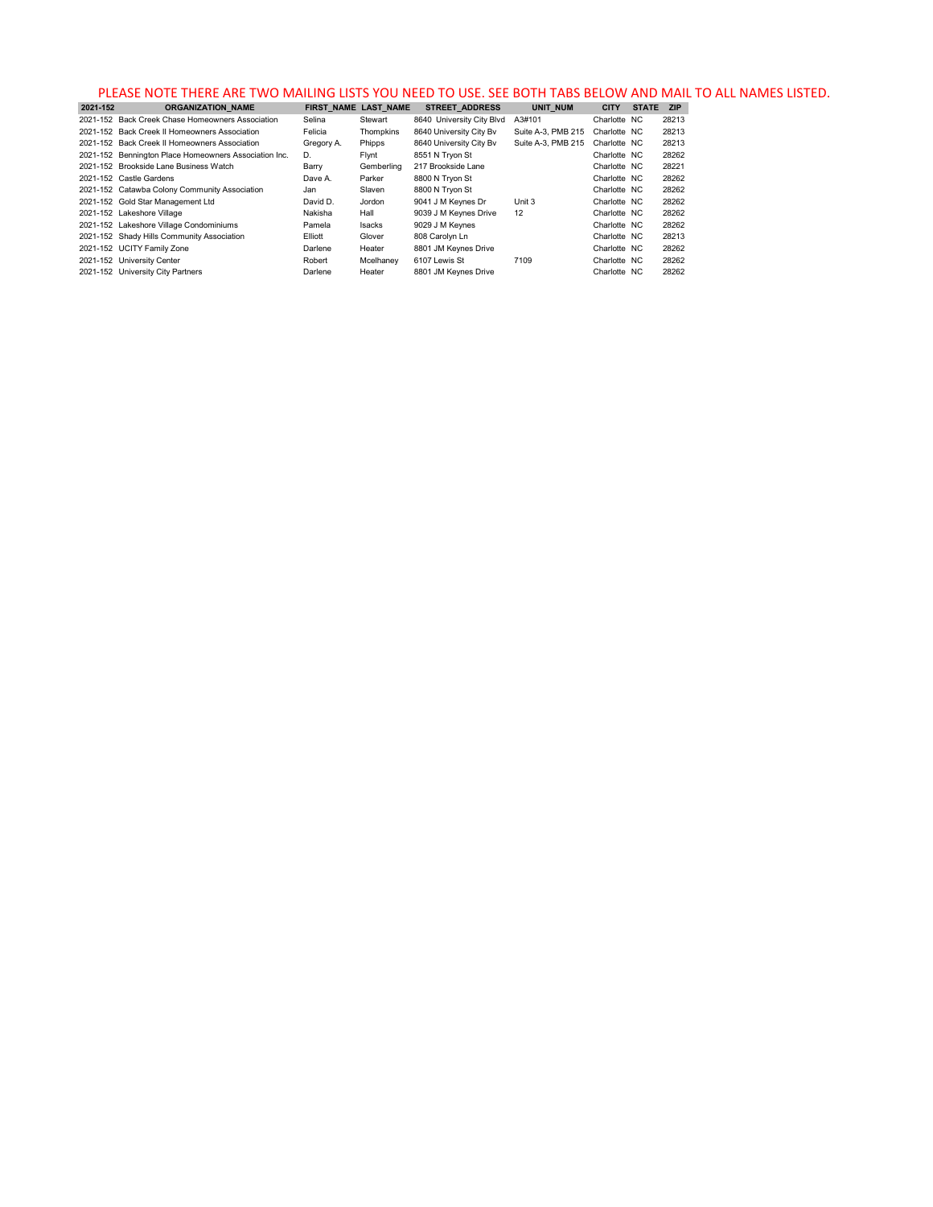PLEASE NOTE THERE ARE TWO MAILING LISTS YOU NEED TO USE. SEE BOTH TABS BELOW AND MAIL TO ALL NAMES LISTED.

| 2021-152 | ORGANIZATION_NAME | FIRST_NAME | LAST_NAME | STREET_ADDRESS | UNIT_NUM | CITY | STATE | ZIP |
|---|---|---|---|---|---|---|---|---|
| 2021-152 | Back Creek Chase Homeowners Association | Selina | Stewart | 8640 University City Blvd | A3#101 | Charlotte | NC | 28213 |
| 2021-152 | Back Creek II Homeowners Association | Felicia | Thompkins | 8640 University City Bv | Suite A-3, PMB 215 | Charlotte | NC | 28213 |
| 2021-152 | Back Creek II Homeowners Association | Gregory A. | Phipps | 8640 University City Bv | Suite A-3, PMB 215 | Charlotte | NC | 28213 |
| 2021-152 | Bennington Place Homeowners Association Inc. | D. | Flynt | 8551 N Tryon St | | Charlotte | NC | 28262 |
| 2021-152 | Brookside Lane Business Watch | Barry | Gemberling | 217 Brookside Lane | | Charlotte | NC | 28221 |
| 2021-152 | Castle Gardens | Dave A. | Parker | 8800 N Tryon St | | Charlotte | NC | 28262 |
| 2021-152 | Catawba Colony Community Association | Jan | Slaven | 8800 N Tryon St | | Charlotte | NC | 28262 |
| 2021-152 | Gold Star Management Ltd | David D. | Jordon | 9041 J M Keynes Dr | Unit 3 | Charlotte | NC | 28262 |
| 2021-152 | Lakeshore Village | Nakisha | Hall | 9039 J M Keynes Drive | 12 | Charlotte | NC | 28262 |
| 2021-152 | Lakeshore Village Condominiums | Pamela | Isacks | 9029 J M Keynes | | Charlotte | NC | 28262 |
| 2021-152 | Shady Hills Community Association | Elliott | Glover | 808 Carolyn Ln | | Charlotte | NC | 28213 |
| 2021-152 | UCITY Family Zone | Darlene | Heater | 8801 JM Keynes Drive | | Charlotte | NC | 28262 |
| 2021-152 | University Center | Robert | Mcelhaney | 6107 Lewis St | 7109 | Charlotte | NC | 28262 |
| 2021-152 | University City Partners | Darlene | Heater | 8801 JM Keynes Drive | | Charlotte | NC | 28262 |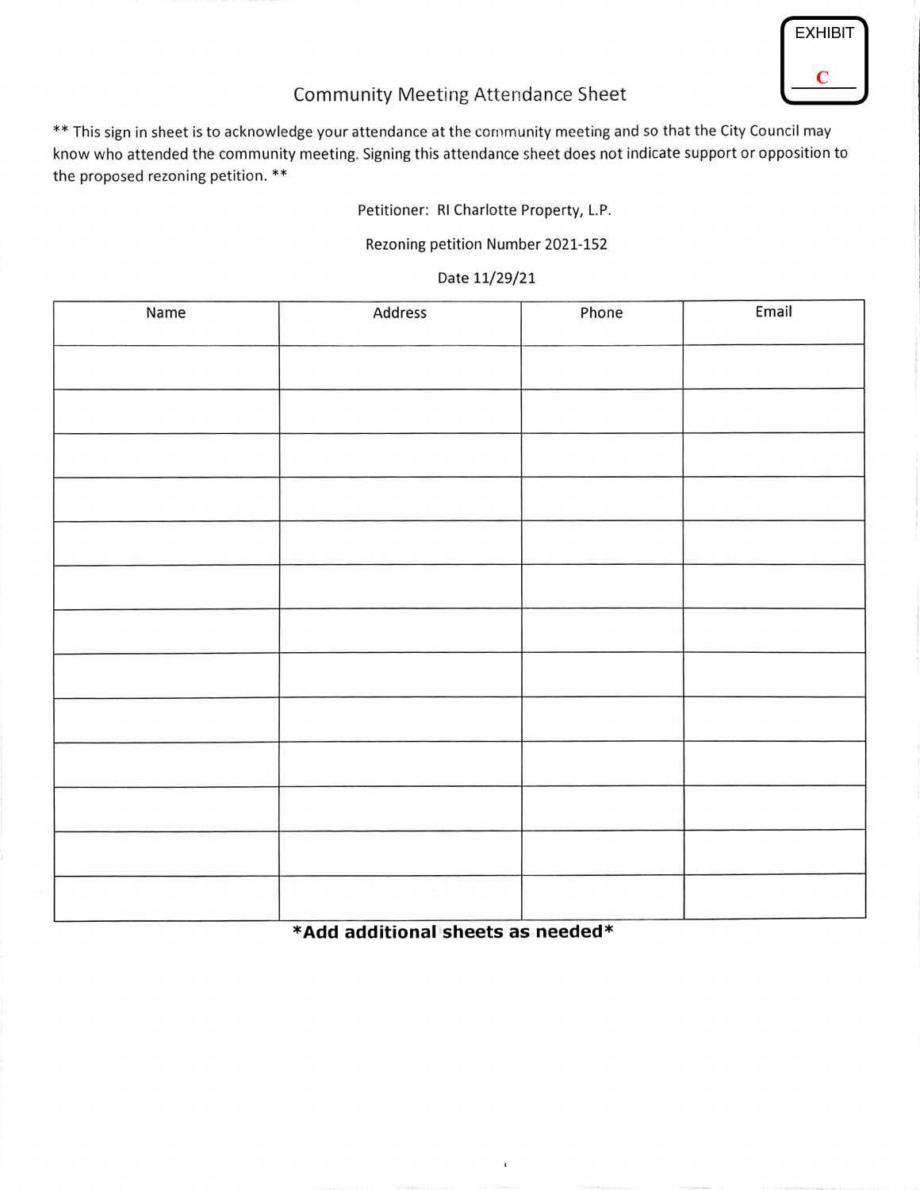EXHIBIT

C

# Community Meeting Attendance Sheet

** This sign in sheet is to acknowledge your attendance at the community meeting and so that the City Council may know who attended the community meeting. Signing this attendance sheet does not indicate support or opposition to the proposed rezoning petition. **

Petitioner: RI Charlotte Property, L.P.

Rezoning petition Number 2021-152

Date 11/29/21

| Name | Address | Phone | Email |
|---|---|---|---|
| | | | |
| | | | |
| | | | |
| | | | |
| | | | |
| | | | |
| | | | |
| | | | |
| | | | |
| | | | |
| | | | |
| | | | |
| | | | |

**\*Add additional sheets as needed\***